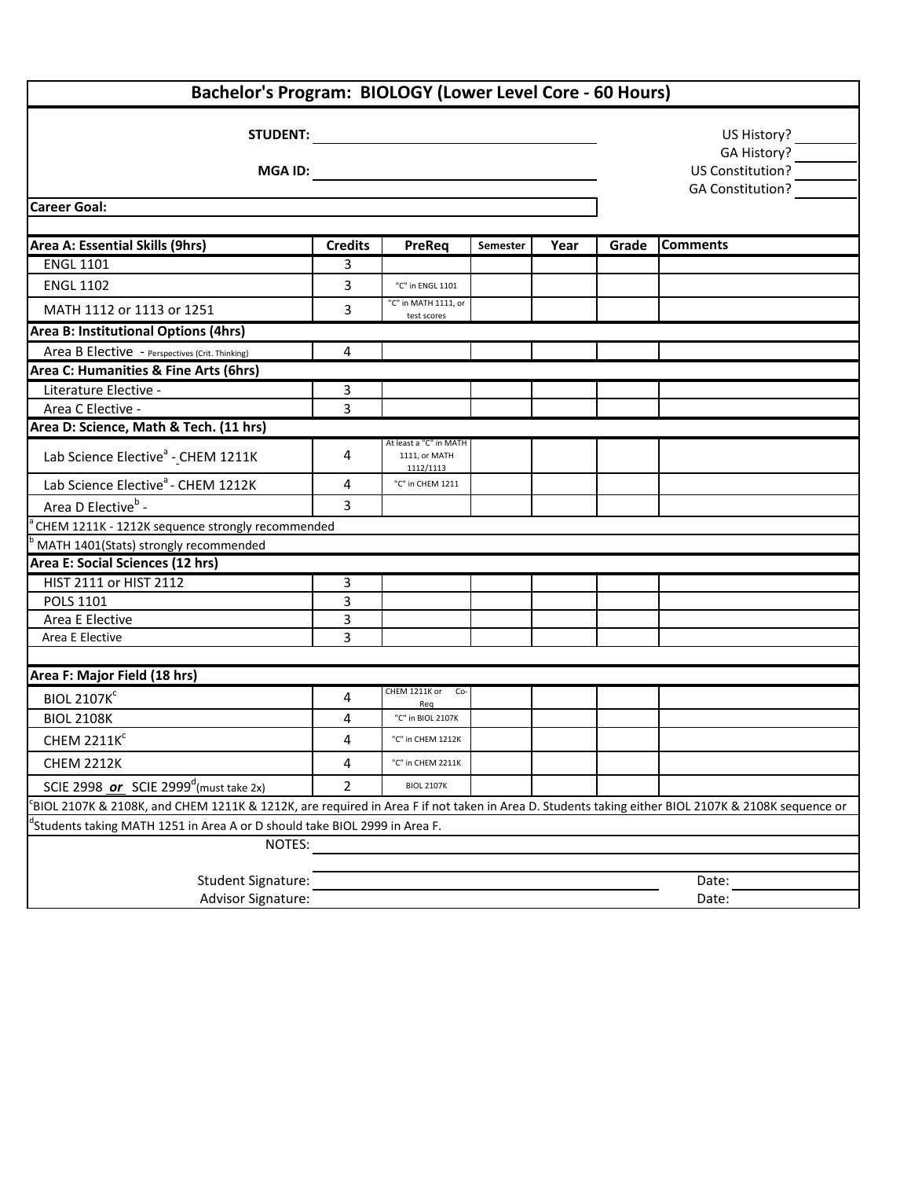# Bachelor's Program: BIOLOGY (Lower Level Core - 60 Hours)

**STUDENT:** ______________________

**MGA ID:** ______________________

US History? ______
GA History? ______
US Constitution? ______
GA Constitution? ______

**Career Goal:** ______________________

| **Area A: Essential Skills (9hrs)** | **Credits** | **PreReq** | **Semester** | **Year** | **Grade** | **Comments** |
|---|---|---|---|---|---|---|
| ENGL 1101 | 3 | | | | | |
| ENGL 1102 | 3 | "C" in ENGL 1101 | | | | |
| MATH 1112 or 1113 or 1251 | 3 | "C" in MATH 1111, or test scores | | | | |
| **Area B: Institutional Options (4hrs)** | | | | | | |
| Area B Elective - Perspectives (Crit. Thinking) | 4 | | | | | |
| **Area C: Humanities & Fine Arts (6hrs)** | | | | | | |
| Literature Elective - | 3 | | | | | |
| Area C Elective - | 3 | | | | | |
| **Area D: Science, Math & Tech. (11 hrs)** | | | | | | |
| Lab Science Elective[a] - CHEM 1211K | 4 | At least a "C" in MATH 1111, or MATH 1112/1113 | | | | |
| Lab Science Elective[a] - CHEM 1212K | 4 | "C" in CHEM 1211 | | | | |
| Area D Elective[b] - | 3 | | | | | |
| [a] CHEM 1211K - 1212K sequence strongly recommended | | | | | | |
| [b] MATH 1401(Stats) strongly recommended | | | | | | |
| **Area E: Social Sciences (12 hrs)** | | | | | | |
| HIST 2111 or HIST 2112 | 3 | | | | | |
| POLS 1101 | 3 | | | | | |
| Area E Elective | 3 | | | | | |
| Area E Elective | 3 | | | | | |
| **Area F: Major Field (18 hrs)** | | | | | | |
| BIOL 2107K[c] | 4 | CHEM 1211K or Co-Req | | | | |
| BIOL 2108K | 4 | "C" in BIOL 2107K | | | | |
| CHEM 2211K[c] | 4 | "C" in CHEM 1212K | | | | |
| CHEM 2212K | 4 | "C" in CHEM 2211K | | | | |
| SCIE 2998 ***or*** SCIE 2999[d] (must take 2x) | 2 | BIOL 2107K | | | | |

[c] BIOL 2107K & 2108K, and CHEM 1211K & 1212K, are required in Area F if not taken in Area D. Students taking either BIOL 2107K & 2108K sequence or

[d] Students taking MATH 1251 in Area A or D should take BIOL 2999 in Area F.

NOTES: ______________________

Student Signature: ______________________ Date: ______

Advisor Signature: ______________________ Date: ______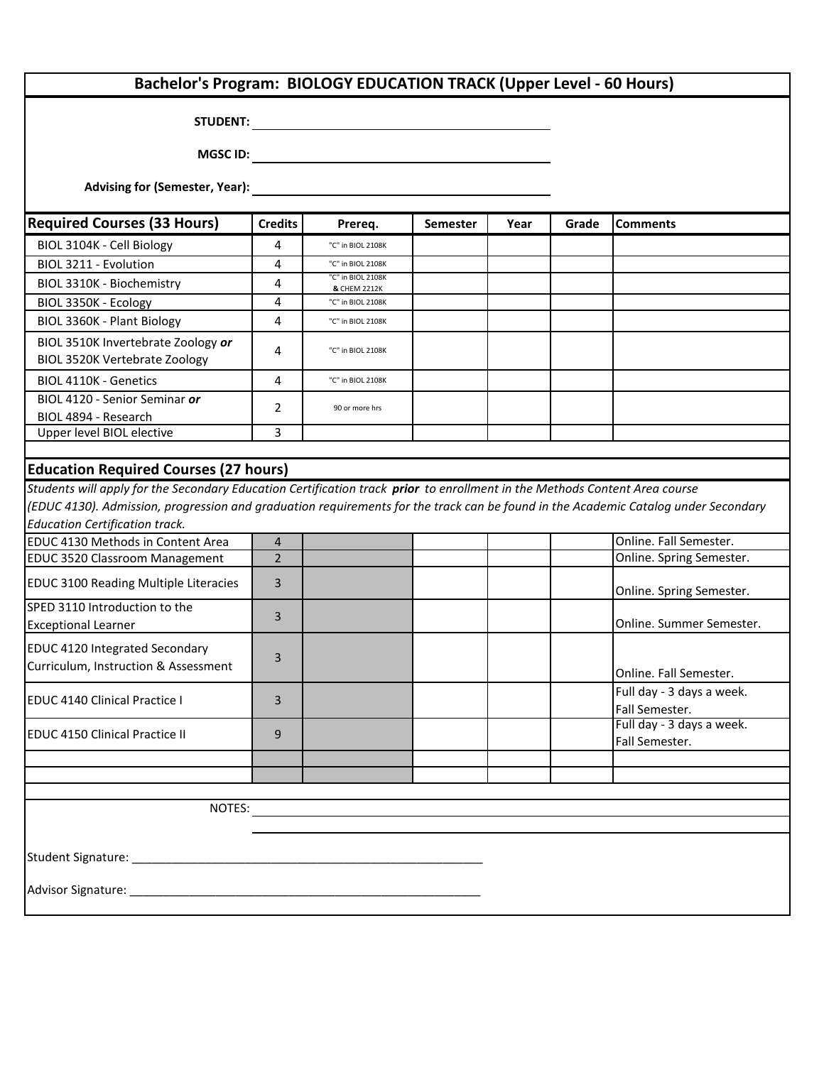# Bachelor's Program: BIOLOGY EDUCATION TRACK (Upper Level - 60 Hours)

**STUDENT:** ______________________________

**MGSC ID:** ______________________________

**Advising for (Semester, Year):** ______________________________

## Required Courses (33 Hours)

| Required Courses (33 Hours) | Credits | Prereq. | Semester | Year | Grade | Comments |
|---|---|---|---|---|---|---|
| BIOL 3104K - Cell Biology | 4 | "C" in BIOL 2108K | | | | |
| BIOL 3211 - Evolution | 4 | "C" in BIOL 2108K | | | | |
| BIOL 3310K - Biochemistry | 4 | "C" in BIOL 2108K & CHEM 2212K | | | | |
| BIOL 3350K - Ecology | 4 | "C" in BIOL 2108K | | | | |
| BIOL 3360K - Plant Biology | 4 | "C" in BIOL 2108K | | | | |
| BIOL 3510K Invertebrate Zoology ***or*** BIOL 3520K Vertebrate Zoology | 4 | "C" in BIOL 2108K | | | | |
| BIOL 4110K - Genetics | 4 | "C" in BIOL 2108K | | | | |
| BIOL 4120 - Senior Seminar ***or*** BIOL 4894 - Research | 2 | 90 or more hrs | | | | |
| Upper level BIOL elective | 3 | | | | | |

## Education Required Courses (27 hours)

*Students will apply for the Secondary Education Certification track* ***prior*** *to enrollment in the Methods Content Area course (EDUC 4130). Admission, progression and graduation requirements for the track can be found in the Academic Catalog under Secondary Education Certification track.*

| Education Required Courses (27 hours) | Credits | Prereq. | Semester | Year | Grade | Comments |
|---|---|---|---|---|---|---|
| EDUC 4130 Methods in Content Area | 4 | | | | | Online. Fall Semester. |
| EDUC 3520 Classroom Management | 2 | | | | | Online. Spring Semester. |
| EDUC 3100 Reading Multiple Literacies | 3 | | | | | Online. Spring Semester. |
| SPED 3110 Introduction to the Exceptional Learner | 3 | | | | | Online. Summer Semester. |
| EDUC 4120 Integrated Secondary Curriculum, Instruction & Assessment | 3 | | | | | Online. Fall Semester. |
| EDUC 4140 Clinical Practice I | 3 | | | | | Full day - 3 days a week. Fall Semester. |
| EDUC 4150 Clinical Practice II | 9 | | | | | Full day - 3 days a week. Fall Semester. |
| | | | | | | |
| | | | | | | |

NOTES: ______________________________

Student Signature: ______________________________

Advisor Signature: ______________________________